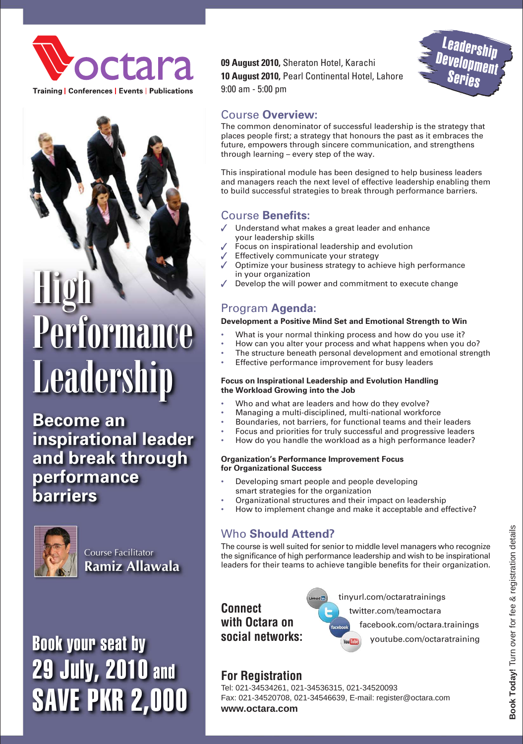octara

Training | Conferences | Events | Publications

# High Performance Leadership

## Become an inspirational leader and break through performance barriers

Course Facilitator
**Ramiz Allawala**

**Book your seat by 29 July, 2010 and SAVE PKR 2,000**

**09 August 2010,** Sheraton Hotel, Karachi
**10 August 2010,** Pearl Continental Hotel, Lahore
9:00 am - 5:00 pm

Leadership Development Series

## Course Overview:

The common denominator of successful leadership is the strategy that places people first; a strategy that honours the past as it embraces the future, empowers through sincere communication, and strengthens through learning – every step of the way.

This inspirational module has been designed to help business leaders and managers reach the next level of effective leadership enabling them to build successful strategies to break through performance barriers.

## Course Benefits:

- ✓ Understand what makes a great leader and enhance your leadership skills
- ✓ Focus on inspirational leadership and evolution
- ✓ Effectively communicate your strategy
- ✓ Optimize your business strategy to achieve high performance in your organization
- ✓ Develop the will power and commitment to execute change

## Program Agenda:

**Development a Positive Mind Set and Emotional Strength to Win**

- What is your normal thinking process and how do you use it?
- How can you alter your process and what happens when you do?
- The structure beneath personal development and emotional strength
- Effective performance for busy leaders

**Focus on Inspirational Leadership and Evolution Handling the Workload Growing into the Job**

- Who and what are leaders and how do they evolve?
- Managing a multi-disciplined, multi-national workforce
- Boundaries, not barriers, for functional teams and their leaders
- Focus and priorities for truly successful and progressive leaders
- How do you handle the workload as a high performance leader?

**Organization's Performance Improvement Focus for Organizational Success**

- Developing smart people and people developing smart strategies for the organization
- Organizational structures and their impact on leadership
- How to implement change and make it acceptable and effective?

## Who Should Attend?

The course is well suited for senior to middle level managers who recognize the significance of high performance leadership and wish to be inspirational leaders for their teams to achieve tangible benefits for their organization.

**Connect with Octara on social networks:**

- tinyurl.com/octaratrainings
- twitter.com/teamoctara
- facebook.com/octara.trainings
- youtube.com/octaratraining

## For Registration

Tel: 021-34534261, 021-34536315, 021-34520093
Fax: 021-34520708, 021-34546639, E-mail: register@octara.com
**www.octara.com**

**Book Today!** Turn over for fee & registration details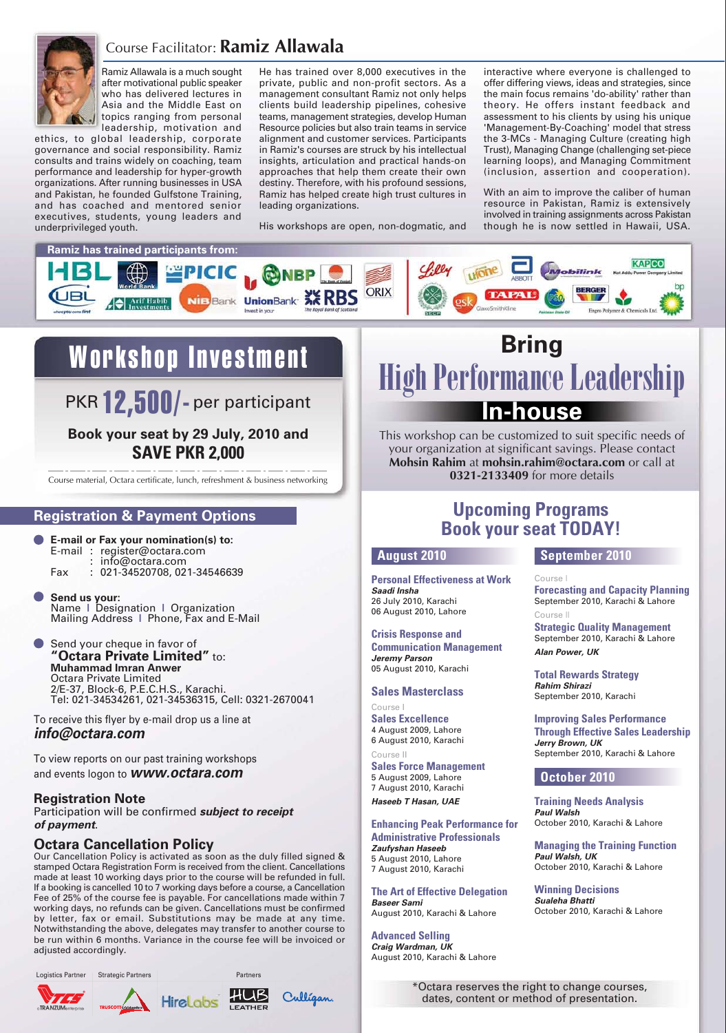## Course Facilitator: **Ramiz Allawala**

Ramiz Allawala is a much sought after motivational public speaker who has delivered lectures in Asia and the Middle East on topics ranging from personal leadership, motivation and ethics, to global leadership, corporate governance and social responsibility. Ramiz consults and trains widely on coaching, team performance and leadership for hyper-growth organizations. After running businesses in USA and Pakistan, he founded Gulfstone Training, and has coached and mentored senior executives, students, young leaders and underprivileged youth.

He has trained over 8,000 executives in the private, public and non-profit sectors. As a management consultant Ramiz not only helps clients build leadership pipelines, cohesive teams, management strategies, develop Human Resource policies but also train teams in service alignment and customer services. Participants in Ramiz's courses are struck by his intellectual insights, articulation and practical hands-on approaches that help them create their own destiny. Therefore, with his profound sessions, Ramiz has helped create high trust cultures in leading organizations.

His workshops are open, non-dogmatic, and interactive where everyone is challenged to offer differing views, ideas and strategies, since the main focus remains 'do-ability' rather than theory. He offers instant feedback and assessment to his clients by using his unique 'Management-By-Coaching' model that stress the 3-MCs - Managing Culture (creating high Trust), Managing Change (challenging set-piece learning loops), and Managing Commitment (inclusion, assertion and cooperation).

With an aim to improve the caliber of human resource in Pakistan, Ramiz is extensively involved in training assignments across Pakistan though he is now settled in Hawaii, USA.

**Ramiz has trained participants from:**

HBL, World Bank, PICIC, NBP, The Bank of Punjab, ORIX, Lilly, Ufone, Abbott, Mobilink, KAPCO Kot Addu Power Company Limited, UBL, Arif Habib Investments, NIB Bank, UnionBank, RBS The Royal Bank of Scotland, SECP, gsk GlaxoSmithKline, TAPAL, Pakistan State Oil, BERGER, Engro Polymer & Chemicals Ltd., bp

# Workshop Investment

PKR **12,500/-** per participant

**Book your seat by 29 July, 2010 and**
**SAVE PKR 2,000**

Course material, Octara certificate, lunch, refreshment & business networking

# Bring
# High Performance Leadership
# In-house

This workshop can be customized to suit specific needs of your organization at significant savings. Please contact **Mohsin Rahim** at **mohsin.rahim@octara.com** or call at **0321-2133409** for more details

## Registration & Payment Options

- **E-mail or Fax your nomination(s) to:**
  E-mail : register@octara.com
  : info@octara.com
  Fax : 021-34520708, 021-34546639

- **Send us your:**
  Name | Designation | Organization
  Mailing Address | Phone, Fax and E-Mail

- Send your cheque in favor of
  **"Octara Private Limited"** to:
  **Muhammad Imran Anwer**
  Octara Private Limited
  2/E-37, Block-6, P.E.C.H.S., Karachi.
  Tel: 021-34534261, 021-34536315, Cell: 0321-2670041

To receive this flyer by e-mail drop us a line at
***info@octara.com***

To view reports on our past training workshops and events logon to ***www.octara.com***

### Registration Note

Participation will be confirmed ***subject to receipt of payment***.

### Octara Cancellation Policy

Our Cancellation Policy is activated as soon as the duly filled signed & stamped Octara Registration Form is received from the client. Cancellations made at least 10 working days prior to the course will be refunded in full. If a booking is cancelled 10 to 7 working days before a course, a Cancellation Fee of 25% of the course fee is payable. For cancellations made within 7 working days, no refunds can be given. Cancellations must be confirmed by letter, fax or email. Substitutions may be made at any time. Notwithstanding the above, delegates may transfer to another course to be run within 6 months. Variance in the course fee will be invoiced or adjusted accordingly.

Logistics Partner: TCS, TRANZUM | Strategic Partners: TRUSCOTT | Partners: HireLabs, HUB LEATHER, Culligan

## Upcoming Programs
## Book your seat TODAY!

### August 2010

**Personal Effectiveness at Work**
***Saadi Insha***
26 July 2010, Karachi
06 August 2010, Lahore

**Crisis Response and Communication Management**
***Jeremy Parson***
05 August 2010, Karachi

**Sales Masterclass**

Course I
**Sales Excellence**
4 August 2009, Lahore
6 August 2010, Karachi

Course II
**Sales Force Management**
5 August 2009, Lahore
7 August 2010, Karachi

***Haseeb T Hasan, UAE***

**Enhancing Peak Performance for Administrative Professionals**
***Zaufyshan Haseeb***
5 August 2010, Lahore
7 August 2010, Karachi

**The Art of Effective Delegation**
***Baseer Sami***
August 2010, Karachi & Lahore

**Advanced Selling**
***Craig Wardman, UK***
August 2010, Karachi & Lahore

### September 2010

Course I
**Forecasting and Capacity Planning**
September 2010, Karachi & Lahore

Course II
**Strategic Quality Management**
September 2010, Karachi & Lahore
***Alan Power, UK***

**Total Rewards Strategy**
***Rahim Shirazi***
September 2010, Karachi

**Improving Sales Performance Through Effective Sales Leadership**
***Jerry Brown, UK***
September 2010, Karachi & Lahore

### October 2010

**Training Needs Analysis**
***Paul Walsh***
October 2010, Karachi & Lahore

**Managing the Training Function**
***Paul Walsh, UK***
October 2010, Karachi & Lahore

**Winning Decisions**
***Sualeha Bhatti***
October 2010, Karachi & Lahore

*Octara reserves the right to change courses, dates, content or method of presentation.